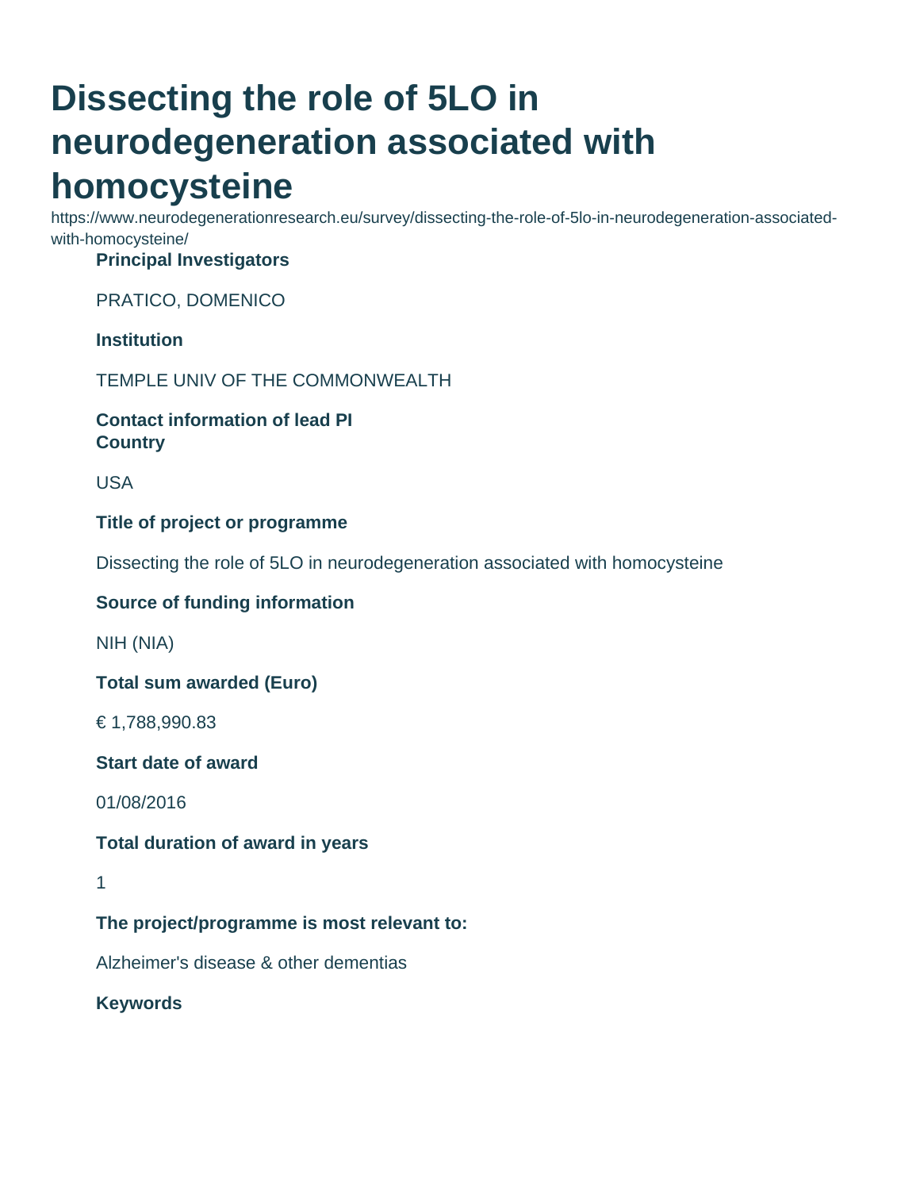# Dissecting the role of 5LO in neurodegeneration associated with homocysteine

https://www.neurodegenerationresearch.eu/survey/dissecting-the-role-of-5lo-in-neurodegeneration-associated-with-homocysteine/

**Principal Investigators**

PRATICO, DOMENICO

**Institution**

TEMPLE UNIV OF THE COMMONWEALTH

**Contact information of lead PI**

**Country**

USA

**Title of project or programme**

Dissecting the role of 5LO in neurodegeneration associated with homocysteine

**Source of funding information**

NIH (NIA)

**Total sum awarded (Euro)**

€ 1,788,990.83

**Start date of award**

01/08/2016

**Total duration of award in years**

1

**The project/programme is most relevant to:**

Alzheimer's disease & other dementias

**Keywords**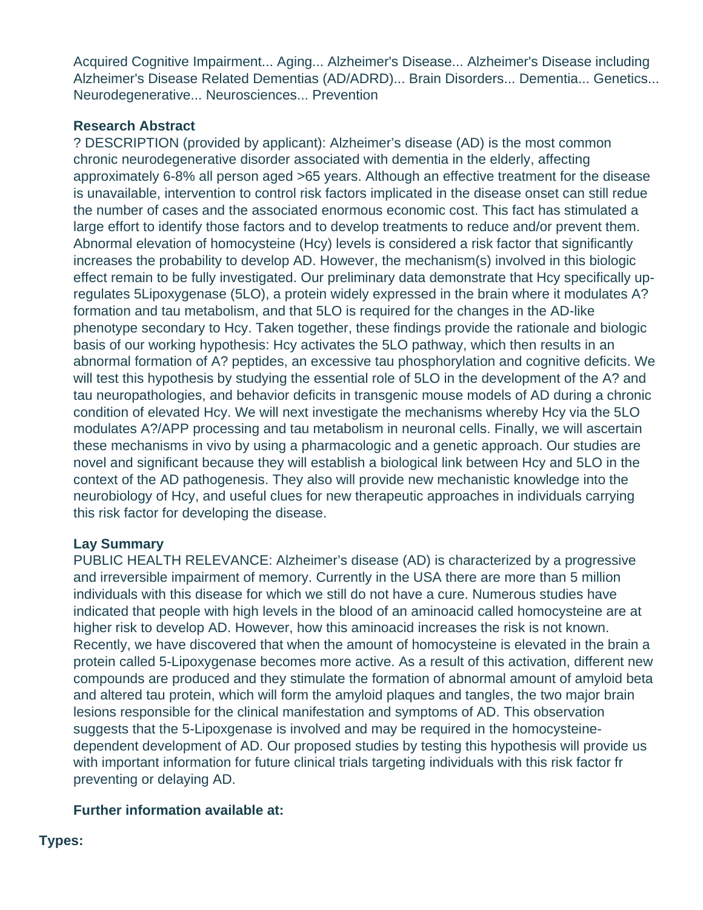Acquired Cognitive Impairment... Aging... Alzheimer's Disease... Alzheimer's Disease including Alzheimer's Disease Related Dementias (AD/ADRD)... Brain Disorders... Dementia... Genetics... Neurodegenerative... Neurosciences... Prevention

**Research Abstract**

? DESCRIPTION (provided by applicant): Alzheimer's disease (AD) is the most common chronic neurodegenerative disorder associated with dementia in the elderly, affecting approximately 6-8% all person aged >65 years. Although an effective treatment for the disease is unavailable, intervention to control risk factors implicated in the disease onset can still redue the number of cases and the associated enormous economic cost. This fact has stimulated a large effort to identify those factors and to develop treatments to reduce and/or prevent them. Abnormal elevation of homocysteine (Hcy) levels is considered a risk factor that significantly increases the probability to develop AD. However, the mechanism(s) involved in this biologic effect remain to be fully investigated. Our preliminary data demonstrate that Hcy specifically up-regulates 5Lipoxygenase (5LO), a protein widely expressed in the brain where it modulates A? formation and tau metabolism, and that 5LO is required for the changes in the AD-like phenotype secondary to Hcy. Taken together, these findings provide the rationale and biologic basis of our working hypothesis: Hcy activates the 5LO pathway, which then results in an abnormal formation of A? peptides, an excessive tau phosphorylation and cognitive deficits. We will test this hypothesis by studying the essential role of 5LO in the development of the A? and tau neuropathologies, and behavior deficits in transgenic mouse models of AD during a chronic condition of elevated Hcy. We will next investigate the mechanisms whereby Hcy via the 5LO modulates A?/APP processing and tau metabolism in neuronal cells. Finally, we will ascertain these mechanisms in vivo by using a pharmacologic and a genetic approach. Our studies are novel and significant because they will establish a biological link between Hcy and 5LO in the context of the AD pathogenesis. They also will provide new mechanistic knowledge into the neurobiology of Hcy, and useful clues for new therapeutic approaches in individuals carrying this risk factor for developing the disease.

**Lay Summary**

PUBLIC HEALTH RELEVANCE: Alzheimer's disease (AD) is characterized by a progressive and irreversible impairment of memory. Currently in the USA there are more than 5 million individuals with this disease for which we still do not have a cure. Numerous studies have indicated that people with high levels in the blood of an aminoacid called homocysteine are at higher risk to develop AD. However, how this aminoacid increases the risk is not known. Recently, we have discovered that when the amount of homocysteine is elevated in the brain a protein called 5-Lipoxygenase becomes more active. As a result of this activation, different new compounds are produced and they stimulate the formation of abnormal amount of amyloid beta and altered tau protein, which will form the amyloid plaques and tangles, the two major brain lesions responsible for the clinical manifestation and symptoms of AD. This observation suggests that the 5-Lipoxgenase is involved and may be required in the homocysteine-dependent development of AD. Our proposed studies by testing this hypothesis will provide us with important information for future clinical trials targeting individuals with this risk factor fr preventing or delaying AD.

**Further information available at:**

**Types:**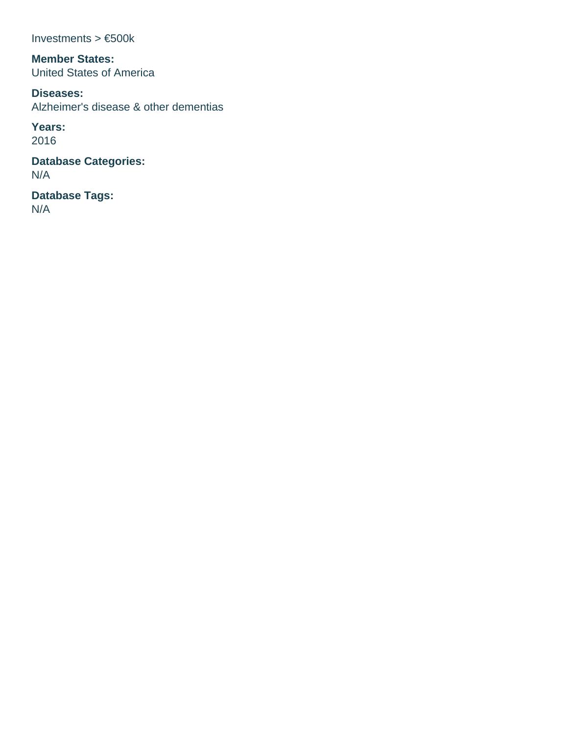Investments > €500k

**Member States:**
United States of America

**Diseases:**
Alzheimer's disease & other dementias

**Years:**
2016

**Database Categories:**
N/A

**Database Tags:**
N/A